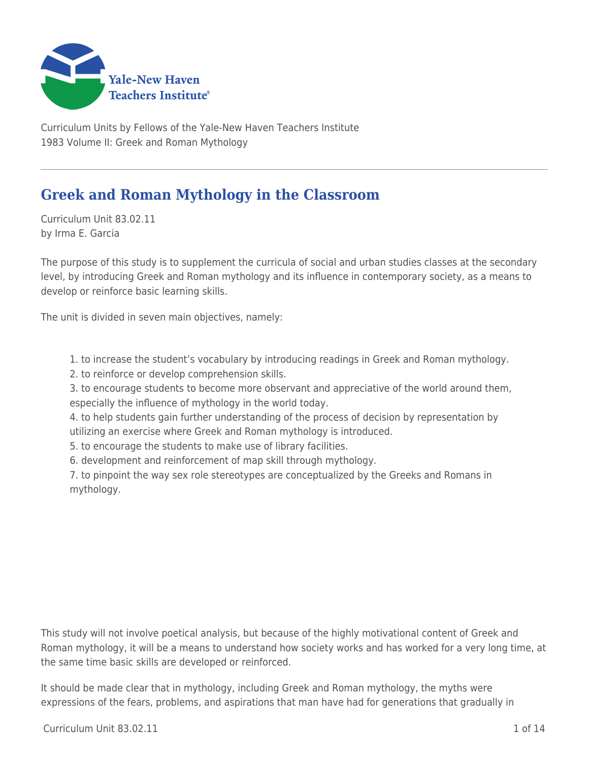Curriculum Units by Fellows of the Yale-New Haven Teachers Institute
1983 Volume II: Greek and Roman Mythology

# Greek and Roman Mythology in the Classroom

Curriculum Unit 83.02.11
by Irma E. Garcia

The purpose of this study is to supplement the curricula of social and urban studies classes at the secondary level, by introducing Greek and Roman mythology and its influence in contemporary society, as a means to develop or reinforce basic learning skills.

The unit is divided in seven main objectives, namely:

1. to increase the student's vocabulary by introducing readings in Greek and Roman mythology.
2. to reinforce or develop comprehension skills.
3. to encourage students to become more observant and appreciative of the world around them, especially the influence of mythology in the world today.
4. to help students gain further understanding of the process of decision by representation by utilizing an exercise where Greek and Roman mythology is introduced.
5. to encourage the students to make use of library facilities.
6. development and reinforcement of map skill through mythology.
7. to pinpoint the way sex role stereotypes are conceptualized by the Greeks and Romans in mythology.

This study will not involve poetical analysis, but because of the highly motivational content of Greek and Roman mythology, it will be a means to understand how society works and has worked for a very long time, at the same time basic skills are developed or reinforced.

It should be made clear that in mythology, including Greek and Roman mythology, the myths were expressions of the fears, problems, and aspirations that man have had for generations that gradually in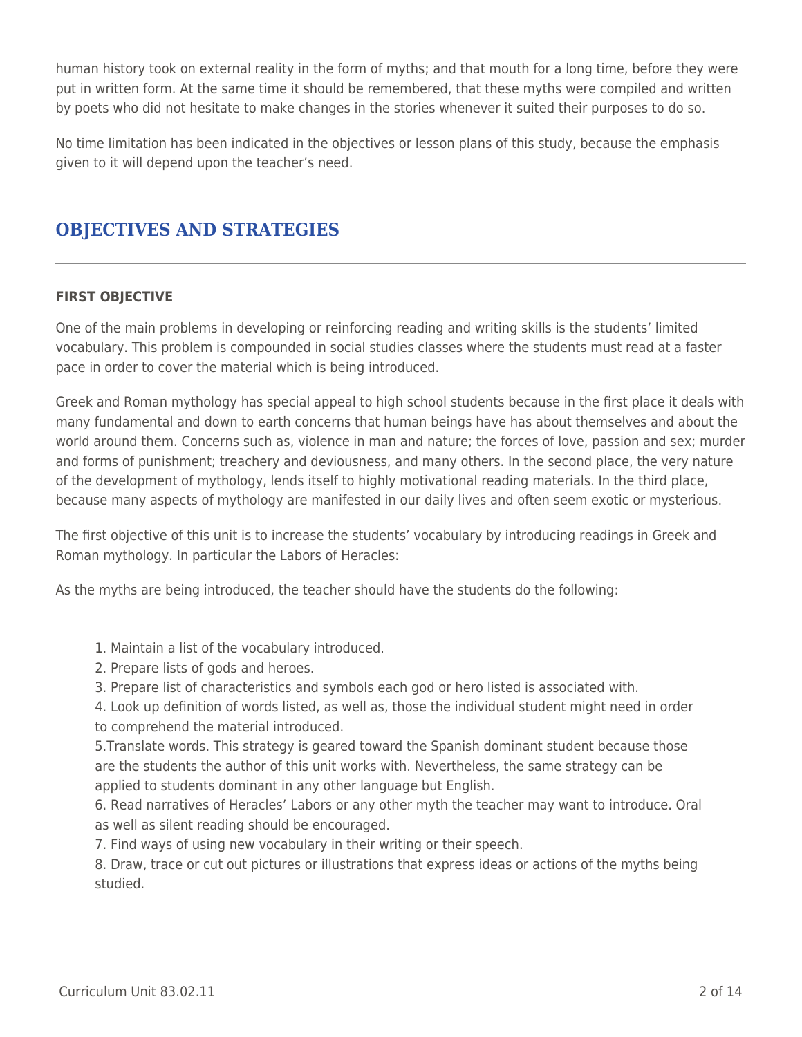human history took on external reality in the form of myths; and that mouth for a long time, before they were put in written form. At the same time it should be remembered, that these myths were compiled and written by poets who did not hesitate to make changes in the stories whenever it suited their purposes to do so.

No time limitation has been indicated in the objectives or lesson plans of this study, because the emphasis given to it will depend upon the teacher's need.

## OBJECTIVES AND STRATEGIES

#### FIRST OBJECTIVE

One of the main problems in developing or reinforcing reading and writing skills is the students' limited vocabulary. This problem is compounded in social studies classes where the students must read at a faster pace in order to cover the material which is being introduced.

Greek and Roman mythology has special appeal to high school students because in the first place it deals with many fundamental and down to earth concerns that human beings have has about themselves and about the world around them. Concerns such as, violence in man and nature; the forces of love, passion and sex; murder and forms of punishment; treachery and deviousness, and many others. In the second place, the very nature of the development of mythology, lends itself to highly motivational reading materials. In the third place, because many aspects of mythology are manifested in our daily lives and often seem exotic or mysterious.

The first objective of this unit is to increase the students' vocabulary by introducing readings in Greek and Roman mythology. In particular the Labors of Heracles:

As the myths are being introduced, the teacher should have the students do the following:

1. Maintain a list of the vocabulary introduced.
2. Prepare lists of gods and heroes.
3. Prepare list of characteristics and symbols each god or hero listed is associated with.
4. Look up definition of words listed, as well as, those the individual student might need in order to comprehend the material introduced.
5. Translate words. This strategy is geared toward the Spanish dominant student because those are the students the author of this unit works with. Nevertheless, the same strategy can be applied to students dominant in any other language but English.
6. Read narratives of Heracles' Labors or any other myth the teacher may want to introduce. Oral as well as silent reading should be encouraged.
7. Find ways of using new vocabulary in their writing or their speech.
8. Draw, trace or cut out pictures or illustrations that express ideas or actions of the myths being studied.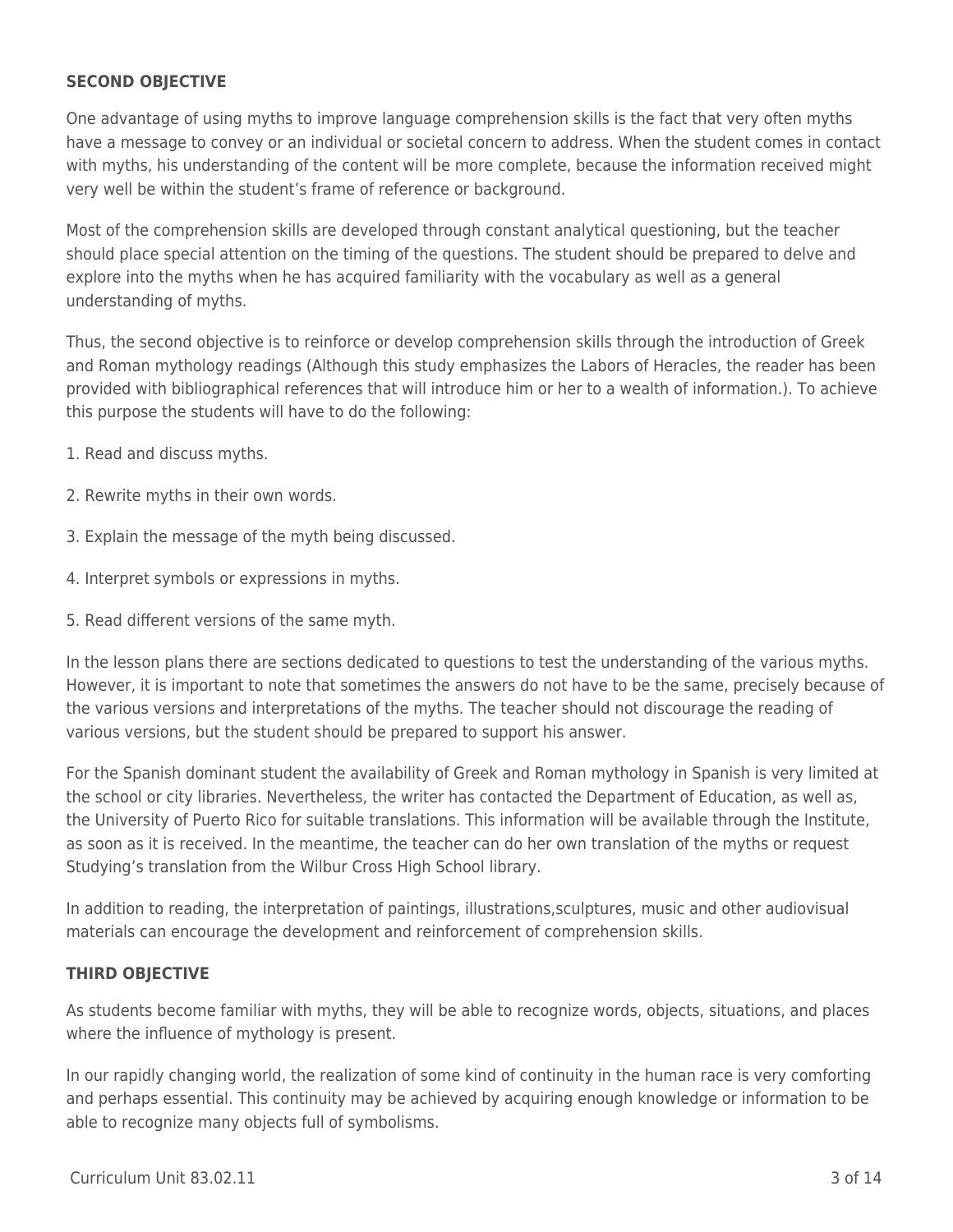**SECOND OBJECTIVE**

One advantage of using myths to improve language comprehension skills is the fact that very often myths have a message to convey or an individual or societal concern to address. When the student comes in contact with myths, his understanding of the content will be more complete, because the information received might very well be within the student's frame of reference or background.

Most of the comprehension skills are developed through constant analytical questioning, but the teacher should place special attention on the timing of the questions. The student should be prepared to delve and explore into the myths when he has acquired familiarity with the vocabulary as well as a general understanding of myths.

Thus, the second objective is to reinforce or develop comprehension skills through the introduction of Greek and Roman mythology readings (Although this study emphasizes the Labors of Heracles, the reader has been provided with bibliographical references that will introduce him or her to a wealth of information.). To achieve this purpose the students will have to do the following:

1. Read and discuss myths.

2. Rewrite myths in their own words.

3. Explain the message of the myth being discussed.

4. Interpret symbols or expressions in myths.

5. Read different versions of the same myth.

In the lesson plans there are sections dedicated to questions to test the understanding of the various myths. However, it is important to note that sometimes the answers do not have to be the same, precisely because of the various versions and interpretations of the myths. The teacher should not discourage the reading of various versions, but the student should be prepared to support his answer.

For the Spanish dominant student the availability of Greek and Roman mythology in Spanish is very limited at the school or city libraries. Nevertheless, the writer has contacted the Department of Education, as well as, the University of Puerto Rico for suitable translations. This information will be available through the Institute, as soon as it is received. In the meantime, the teacher can do her own translation of the myths or request Studying's translation from the Wilbur Cross High School library.

In addition to reading, the interpretation of paintings, illustrations,sculptures, music and other audiovisual materials can encourage the development and reinforcement of comprehension skills.

**THIRD OBJECTIVE**

As students become familiar with myths, they will be able to recognize words, objects, situations, and places where the influence of mythology is present.

In our rapidly changing world, the realization of some kind of continuity in the human race is very comforting and perhaps essential. This continuity may be achieved by acquiring enough knowledge or information to be able to recognize many objects full of symbolisms.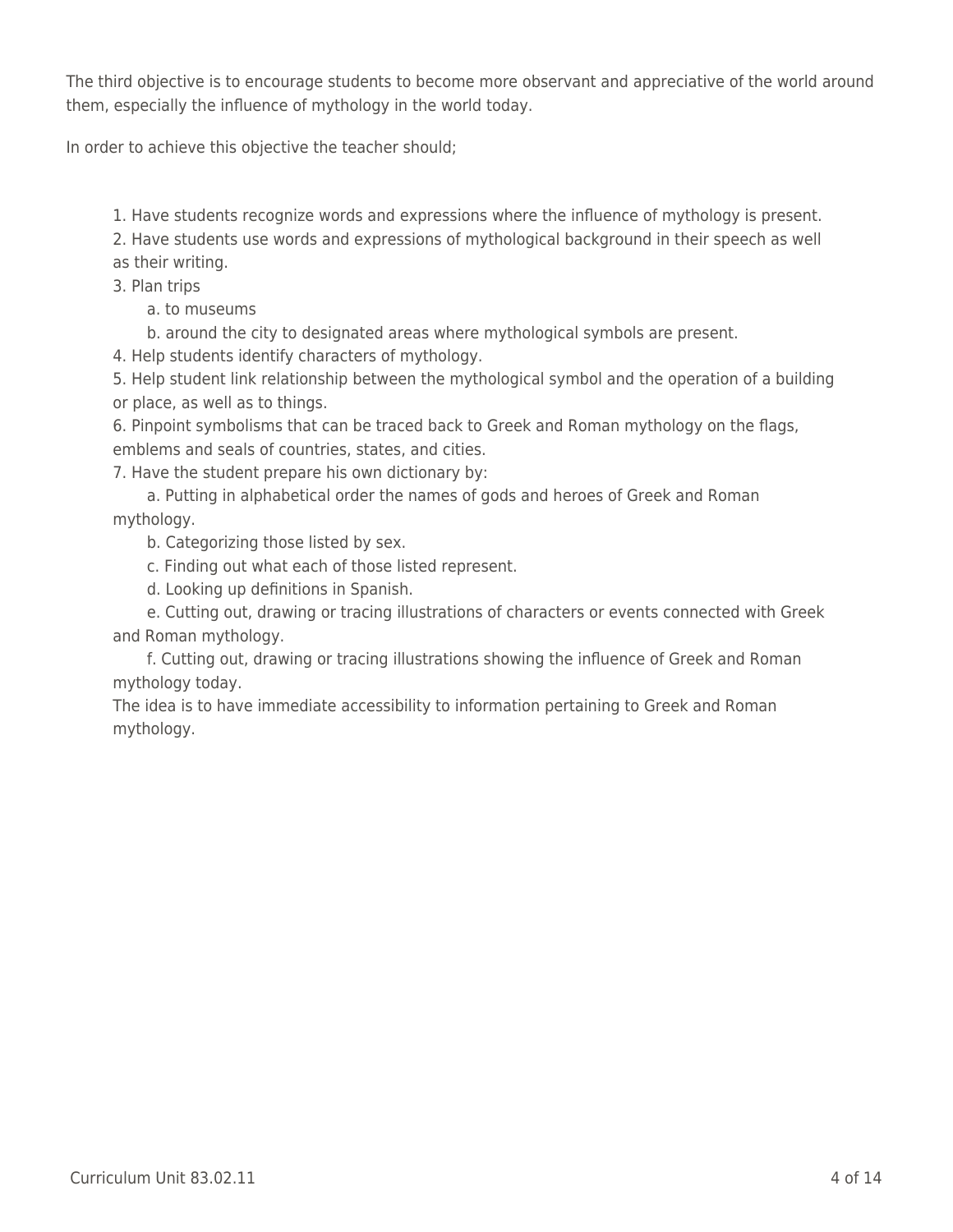The third objective is to encourage students to become more observant and appreciative of the world around them, especially the influence of mythology in the world today.

In order to achieve this objective the teacher should;

1. Have students recognize words and expressions where the influence of mythology is present.
2. Have students use words and expressions of mythological background in their speech as well as their writing.
3. Plan trips
    a. to museums
    b. around the city to designated areas where mythological symbols are present.
4. Help students identify characters of mythology.
5. Help student link relationship between the mythological symbol and the operation of a building or place, as well as to things.
6. Pinpoint symbolisms that can be traced back to Greek and Roman mythology on the flags, emblems and seals of countries, states, and cities.
7. Have the student prepare his own dictionary by:
    a. Putting in alphabetical order the names of gods and heroes of Greek and Roman mythology.
    b. Categorizing those listed by sex.
    c. Finding out what each of those listed represent.
    d. Looking up definitions in Spanish.
    e. Cutting out, drawing or tracing illustrations of characters or events connected with Greek and Roman mythology.
    f. Cutting out, drawing or tracing illustrations showing the influence of Greek and Roman mythology today.

The idea is to have immediate accessibility to information pertaining to Greek and Roman mythology.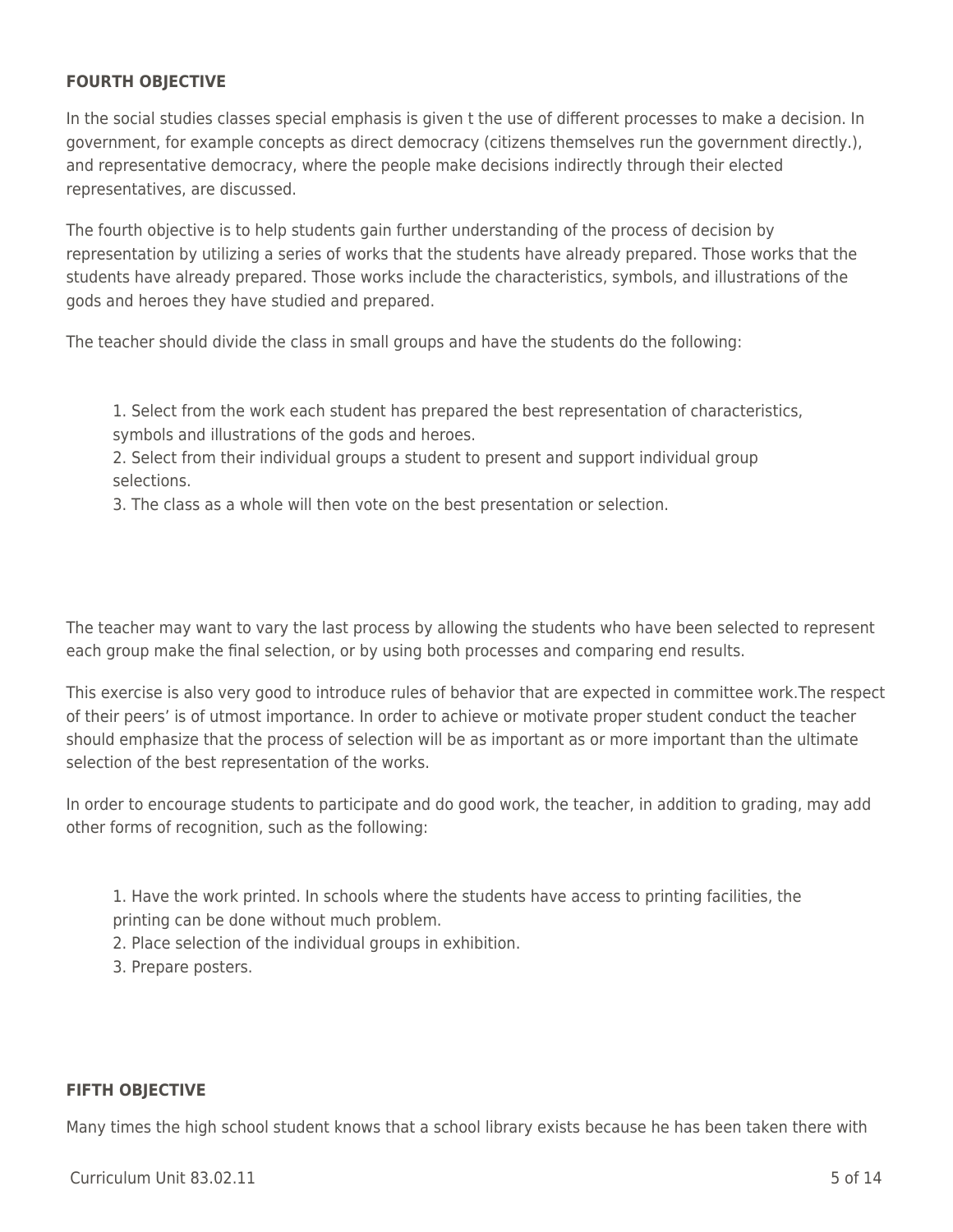**FOURTH OBJECTIVE**

In the social studies classes special emphasis is given t the use of different processes to make a decision. In government, for example concepts as direct democracy (citizens themselves run the government directly.), and representative democracy, where the people make decisions indirectly through their elected representatives, are discussed.

The fourth objective is to help students gain further understanding of the process of decision by representation by utilizing a series of works that the students have already prepared. Those works that the students have already prepared. Those works include the characteristics, symbols, and illustrations of the gods and heroes they have studied and prepared.

The teacher should divide the class in small groups and have the students do the following:

1. Select from the work each student has prepared the best representation of characteristics, symbols and illustrations of the gods and heroes.
2. Select from their individual groups a student to present and support individual group selections.
3. The class as a whole will then vote on the best presentation or selection.

The teacher may want to vary the last process by allowing the students who have been selected to represent each group make the final selection, or by using both processes and comparing end results.

This exercise is also very good to introduce rules of behavior that are expected in committee work.The respect of their peers' is of utmost importance. In order to achieve or motivate proper student conduct the teacher should emphasize that the process of selection will be as important as or more important than the ultimate selection of the best representation of the works.

In order to encourage students to participate and do good work, the teacher, in addition to grading, may add other forms of recognition, such as the following:

1. Have the work printed. In schools where the students have access to printing facilities, the printing can be done without much problem.
2. Place selection of the individual groups in exhibition.
3. Prepare posters.

**FIFTH OBJECTIVE**

Many times the high school student knows that a school library exists because he has been taken there with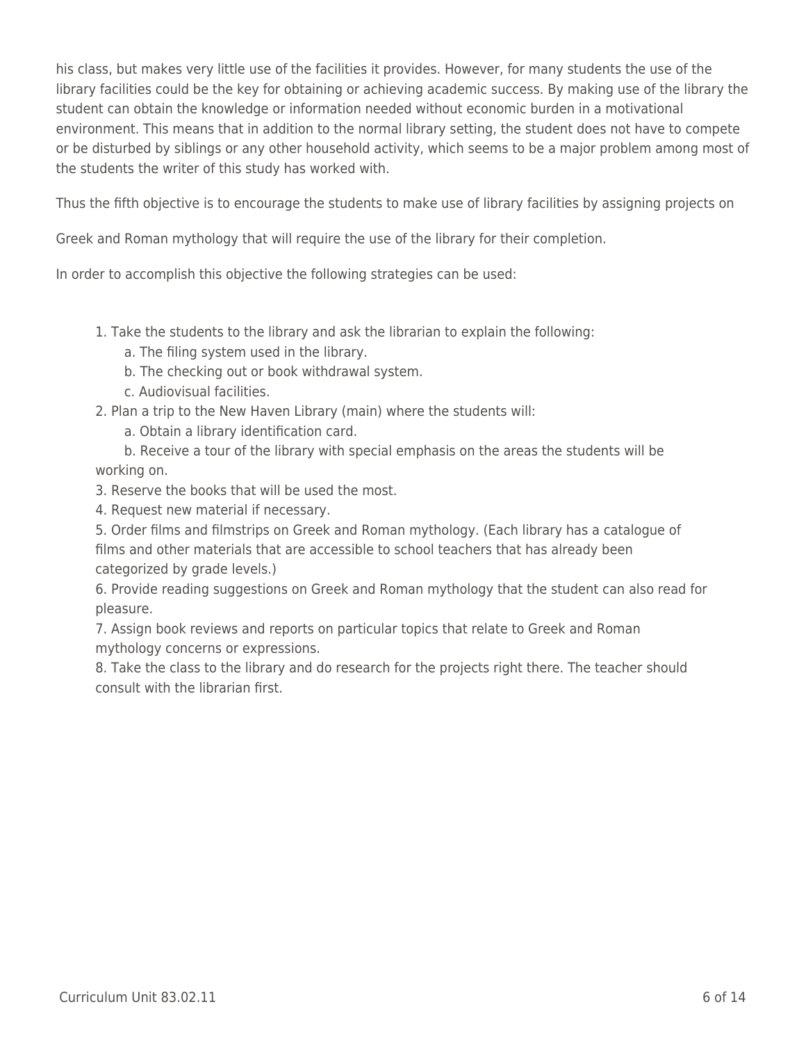his class, but makes very little use of the facilities it provides. However, for many students the use of the library facilities could be the key for obtaining or achieving academic success. By making use of the library the student can obtain the knowledge or information needed without economic burden in a motivational environment. This means that in addition to the normal library setting, the student does not have to compete or be disturbed by siblings or any other household activity, which seems to be a major problem among most of the students the writer of this study has worked with.

Thus the fifth objective is to encourage the students to make use of library facilities by assigning projects on

Greek and Roman mythology that will require the use of the library for their completion.

In order to accomplish this objective the following strategies can be used:

1. Take the students to the library and ask the librarian to explain the following:
    a. The filing system used in the library.
    b. The checking out or book withdrawal system.
    c. Audiovisual facilities.
2. Plan a trip to the New Haven Library (main) where the students will:
    a. Obtain a library identification card.
    b. Receive a tour of the library with special emphasis on the areas the students will be working on.
3. Reserve the books that will be used the most.
4. Request new material if necessary.
5. Order films and filmstrips on Greek and Roman mythology. (Each library has a catalogue of films and other materials that are accessible to school teachers that has already been categorized by grade levels.)
6. Provide reading suggestions on Greek and Roman mythology that the student can also read for pleasure.
7. Assign book reviews and reports on particular topics that relate to Greek and Roman mythology concerns or expressions.
8. Take the class to the library and do research for the projects right there. The teacher should consult with the librarian first.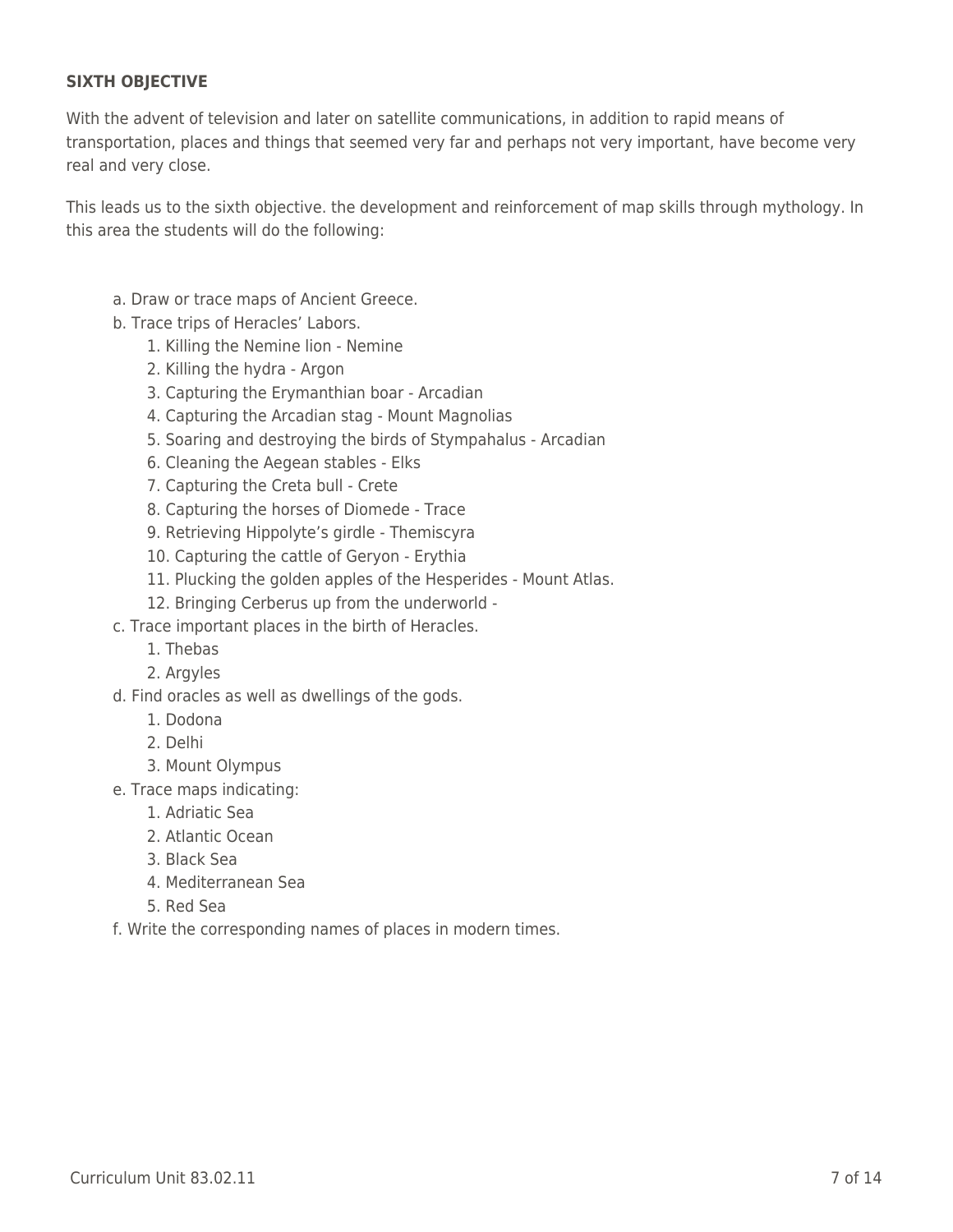**SIXTH OBJECTIVE**

With the advent of television and later on satellite communications, in addition to rapid means of transportation, places and things that seemed very far and perhaps not very important, have become very real and very close.

This leads us to the sixth objective. the development and reinforcement of map skills through mythology. In this area the students will do the following:

- a. Draw or trace maps of Ancient Greece.
- b. Trace trips of Heracles' Labors.
  - 1. Killing the Nemine lion - Nemine
  - 2. Killing the hydra - Argon
  - 3. Capturing the Erymanthian boar - Arcadian
  - 4. Capturing the Arcadian stag - Mount Magnolias
  - 5. Soaring and destroying the birds of Stympahalus - Arcadian
  - 6. Cleaning the Aegean stables - Elks
  - 7. Capturing the Creta bull - Crete
  - 8. Capturing the horses of Diomede - Trace
  - 9. Retrieving Hippolyte's girdle - Themiscyra
  - 10. Capturing the cattle of Geryon - Erythia
  - 11. Plucking the golden apples of the Hesperides - Mount Atlas.
  - 12. Bringing Cerberus up from the underworld -
- c. Trace important places in the birth of Heracles.
  - 1. Thebas
  - 2. Argyles
- d. Find oracles as well as dwellings of the gods.
  - 1. Dodona
  - 2. Delhi
  - 3. Mount Olympus
- e. Trace maps indicating:
  - 1. Adriatic Sea
  - 2. Atlantic Ocean
  - 3. Black Sea
  - 4. Mediterranean Sea
  - 5. Red Sea
- f. Write the corresponding names of places in modern times.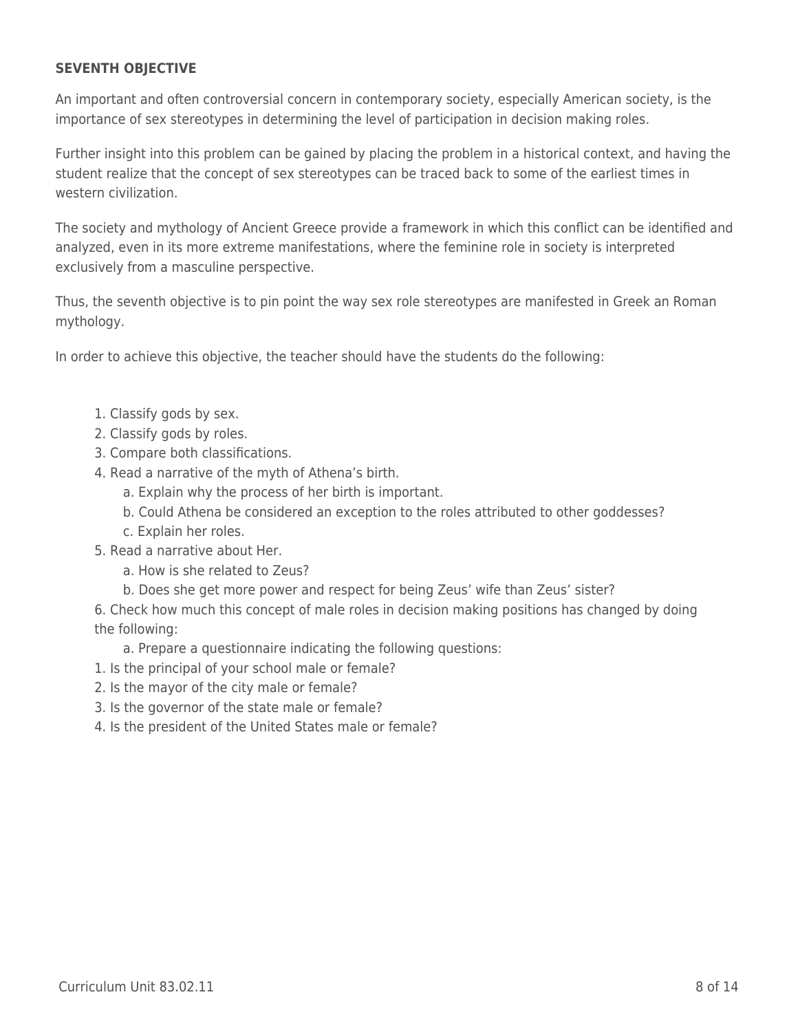**SEVENTH OBJECTIVE**

An important and often controversial concern in contemporary society, especially American society, is the importance of sex stereotypes in determining the level of participation in decision making roles.

Further insight into this problem can be gained by placing the problem in a historical context, and having the student realize that the concept of sex stereotypes can be traced back to some of the earliest times in western civilization.

The society and mythology of Ancient Greece provide a framework in which this conflict can be identified and analyzed, even in its more extreme manifestations, where the feminine role in society is interpreted exclusively from a masculine perspective.

Thus, the seventh objective is to pin point the way sex role stereotypes are manifested in Greek an Roman mythology.

In order to achieve this objective, the teacher should have the students do the following:

1. Classify gods by sex.
2. Classify gods by roles.
3. Compare both classifications.
4. Read a narrative of the myth of Athena's birth.
    a. Explain why the process of her birth is important.
    b. Could Athena be considered an exception to the roles attributed to other goddesses?
    c. Explain her roles.
5. Read a narrative about Her.
    a. How is she related to Zeus?
    b. Does she get more power and respect for being Zeus' wife than Zeus' sister?
6. Check how much this concept of male roles in decision making positions has changed by doing the following:
    a. Prepare a questionnaire indicating the following questions:
1. Is the principal of your school male or female?
2. Is the mayor of the city male or female?
3. Is the governor of the state male or female?
4. Is the president of the United States male or female?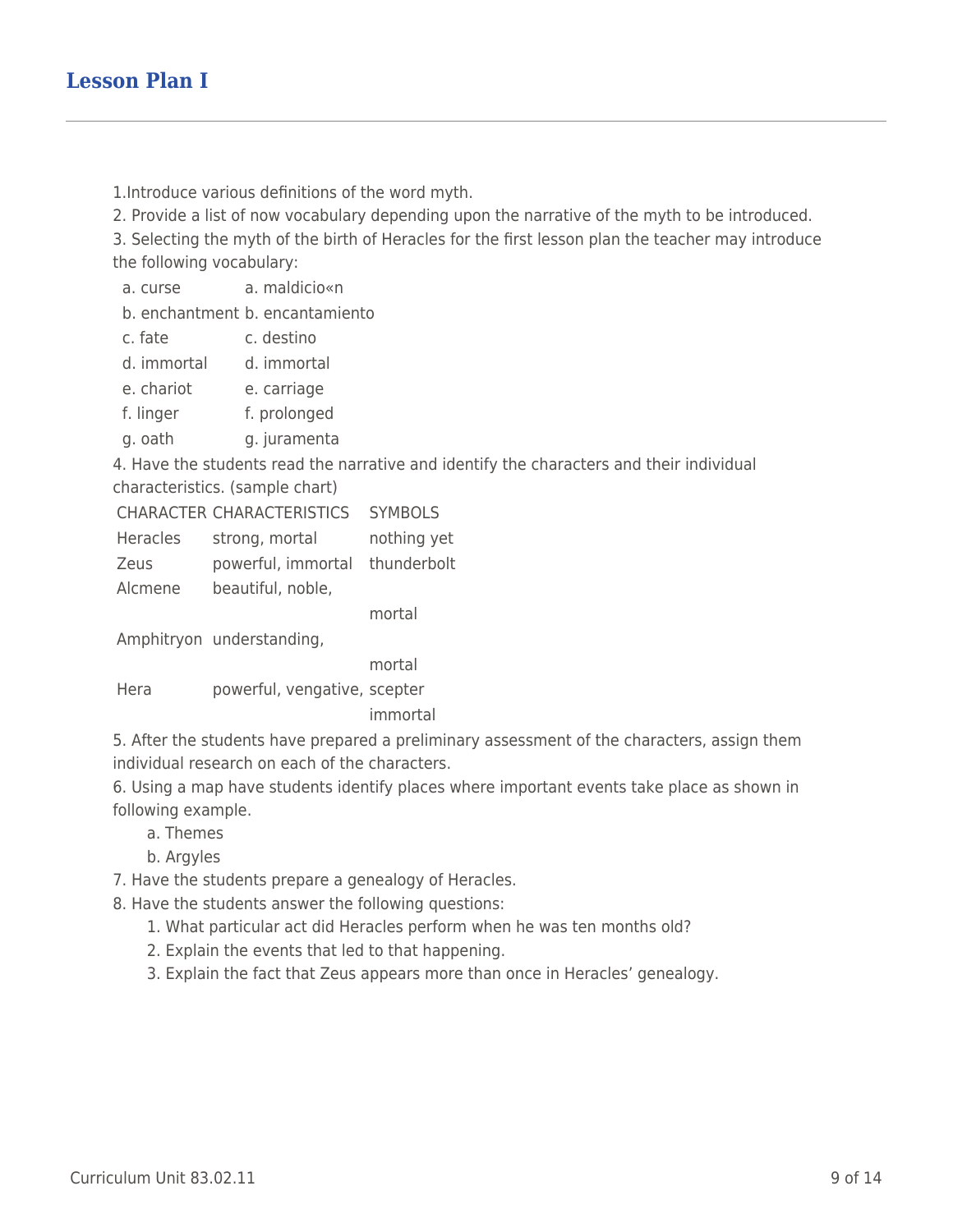## Lesson Plan I

1.Introduce various definitions of the word myth.

2. Provide a list of now vocabulary depending upon the narrative of the myth to be introduced.

3. Selecting the myth of the birth of Heracles for the first lesson plan the teacher may introduce the following vocabulary:

| | |
|---|---|
| a. curse | a. maldicio«n |
| b. enchantment | b. encantamiento |
| c. fate | c. destino |
| d. immortal | d. immortal |
| e. chariot | e. carriage |
| f. linger | f. prolonged |
| g. oath | g. juramenta |

4. Have the students read the narrative and identify the characters and their individual characteristics. (sample chart)

| CHARACTER | CHARACTERISTICS | SYMBOLS |
|---|---|---|
| Heracles | strong, mortal | nothing yet |
| Zeus | powerful, immortal | thunderbolt |
| Alcmene | beautiful, noble, | |
| | | mortal |
| Amphitryon | understanding, | |
| | | mortal |
| Hera | powerful, vengative, | scepter |
| | | immortal |

5. After the students have prepared a preliminary assessment of the characters, assign them individual research on each of the characters.

6. Using a map have students identify places where important events take place as shown in following example.

   a. Themes

   b. Argyles

7. Have the students prepare a genealogy of Heracles.

8. Have the students answer the following questions:

   1. What particular act did Heracles perform when he was ten months old?

   2. Explain the events that led to that happening.

   3. Explain the fact that Zeus appears more than once in Heracles' genealogy.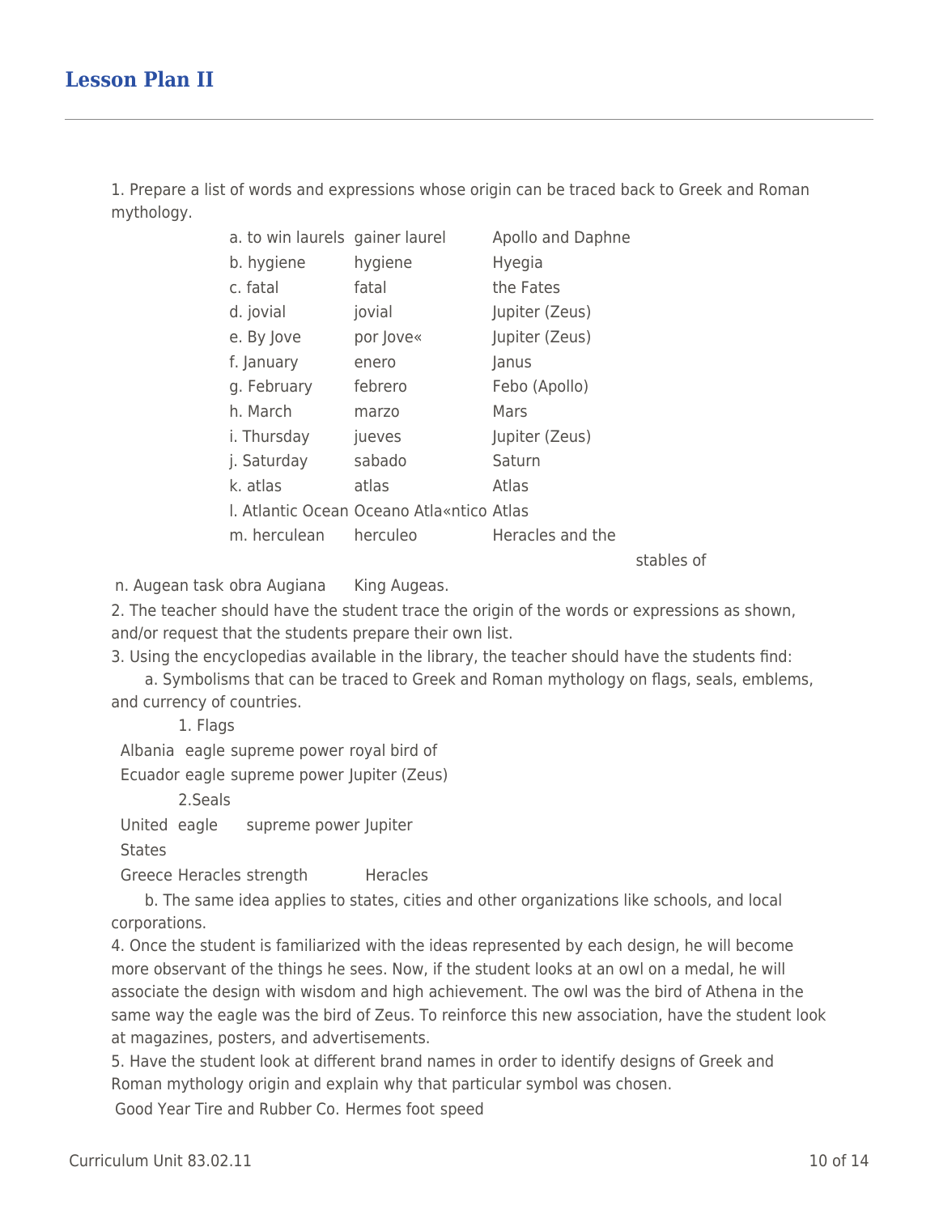## Lesson Plan II

1. Prepare a list of words and expressions whose origin can be traced back to Greek and Roman mythology.

| | | |
|---|---|---|
| a. to win laurels | gainer laurel | Apollo and Daphne |
| b. hygiene | hygiene | Hyegia |
| c. fatal | fatal | the Fates |
| d. jovial | jovial | Jupiter (Zeus) |
| e. By Jove | por Jove« | Jupiter (Zeus) |
| f. January | enero | Janus |
| g. February | febrero | Febo (Apollo) |
| h. March | marzo | Mars |
| i. Thursday | jueves | Jupiter (Zeus) |
| j. Saturday | sabado | Saturn |
| k. atlas | atlas | Atlas |
| l. Atlantic Ocean | Oceano Atla«ntico | Atlas |
| m. herculean | herculeo | Heracles and the stables of |
| n. Augean task | obra Augiana | King Augeas. |

2. The teacher should have the student trace the origin of the words or expressions as shown, and/or request that the students prepare their own list.

3. Using the encyclopedias available in the library, the teacher should have the students find:

a. Symbolisms that can be traced to Greek and Roman mythology on flags, seals, emblems, and currency of countries.

1. Flags

| | | | |
|---|---|---|---|
| Albania | eagle | supreme power | royal bird of |
| Ecuador | eagle | supreme power | Jupiter (Zeus) |

2. Seals

| | | | |
|---|---|---|---|
| United States | eagle | supreme power | Jupiter |
| Greece | Heracles | strength | Heracles |

b. The same idea applies to states, cities and other organizations like schools, and local corporations.

4. Once the student is familiarized with the ideas represented by each design, he will become more observant of the things he sees. Now, if the student looks at an owl on a medal, he will associate the design with wisdom and high achievement. The owl was the bird of Athena in the same way the eagle was the bird of Zeus. To reinforce this new association, have the student look at magazines, posters, and advertisements.

5. Have the student look at different brand names in order to identify designs of Greek and Roman mythology origin and explain why that particular symbol was chosen.

Good Year Tire and Rubber Co. Hermes foot speed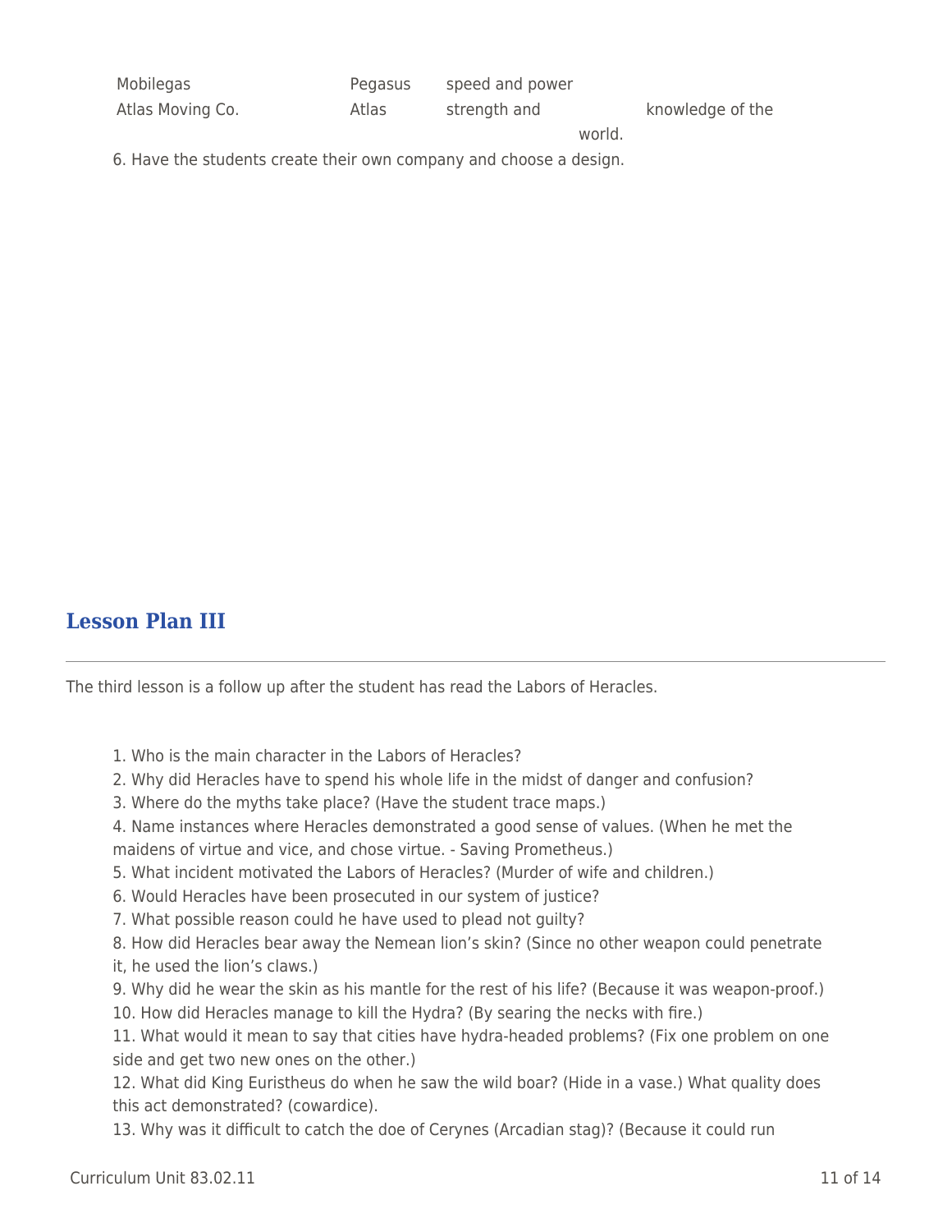| | | | |
|---|---|---|---|
| Mobilegas | Pegasus | speed and power | |
| Atlas Moving Co. | Atlas | strength and knowledge of the world. | |

6. Have the students create their own company and choose a design.

## Lesson Plan III

The third lesson is a follow up after the student has read the Labors of Heracles.

1. Who is the main character in the Labors of Heracles?
2. Why did Heracles have to spend his whole life in the midst of danger and confusion?
3. Where do the myths take place? (Have the student trace maps.)
4. Name instances where Heracles demonstrated a good sense of values. (When he met the maidens of virtue and vice, and chose virtue. - Saving Prometheus.)
5. What incident motivated the Labors of Heracles? (Murder of wife and children.)
6. Would Heracles have been prosecuted in our system of justice?
7. What possible reason could he have used to plead not guilty?
8. How did Heracles bear away the Nemean lion's skin? (Since no other weapon could penetrate it, he used the lion's claws.)
9. Why did he wear the skin as his mantle for the rest of his life? (Because it was weapon-proof.)
10. How did Heracles manage to kill the Hydra? (By searing the necks with fire.)
11. What would it mean to say that cities have hydra-headed problems? (Fix one problem on one side and get two new ones on the other.)
12. What did King Euristheus do when he saw the wild boar? (Hide in a vase.) What quality does this act demonstrated? (cowardice).
13. Why was it difficult to catch the doe of Cerynes (Arcadian stag)? (Because it could run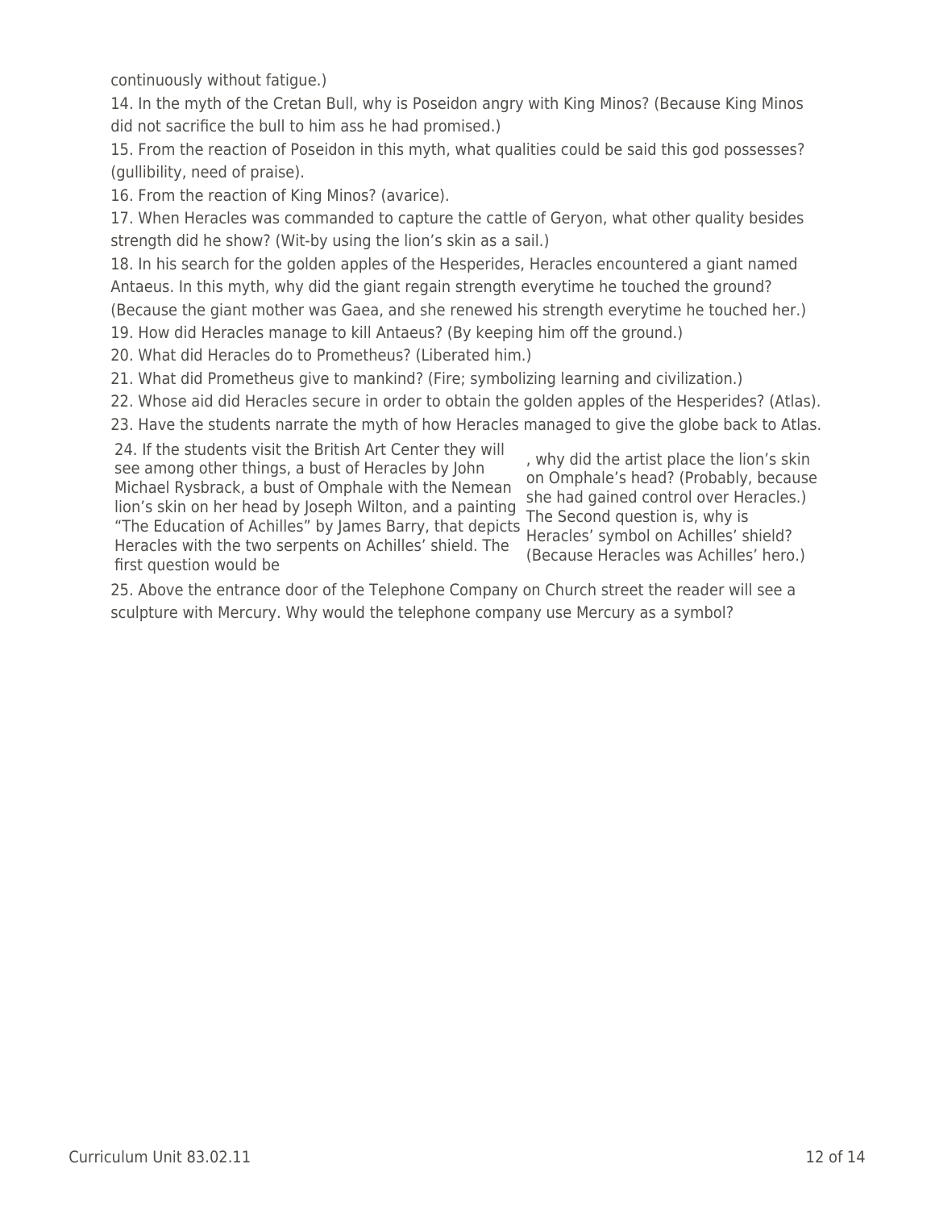continuously without fatigue.)

14. In the myth of the Cretan Bull, why is Poseidon angry with King Minos? (Because King Minos did not sacrifice the bull to him ass he had promised.)

15. From the reaction of Poseidon in this myth, what qualities could be said this god possesses? (gullibility, need of praise).

16. From the reaction of King Minos? (avarice).

17. When Heracles was commanded to capture the cattle of Geryon, what other quality besides strength did he show? (Wit-by using the lion's skin as a sail.)

18. In his search for the golden apples of the Hesperides, Heracles encountered a giant named Antaeus. In this myth, why did the giant regain strength everytime he touched the ground? (Because the giant mother was Gaea, and she renewed his strength everytime he touched her.)

19. How did Heracles manage to kill Antaeus? (By keeping him off the ground.)

20. What did Heracles do to Prometheus? (Liberated him.)

21. What did Prometheus give to mankind? (Fire; symbolizing learning and civilization.)

22. Whose aid did Heracles secure in order to obtain the golden apples of the Hesperides? (Atlas).

23. Have the students narrate the myth of how Heracles managed to give the globe back to Atlas.

24. If the students visit the British Art Center they will see among other things, a bust of Heracles by John Michael Rysbrack, a bust of Omphale with the Nemean lion's skin on her head by Joseph Wilton, and a painting "The Education of Achilles" by James Barry, that depicts Heracles with the two serpents on Achilles' shield. The first question would be, why did the artist place the lion's skin on Omphale's head? (Probably, because she had gained control over Heracles.) The Second question is, why is Heracles' symbol on Achilles' shield? (Because Heracles was Achilles' hero.)

25. Above the entrance door of the Telephone Company on Church street the reader will see a sculpture with Mercury. Why would the telephone company use Mercury as a symbol?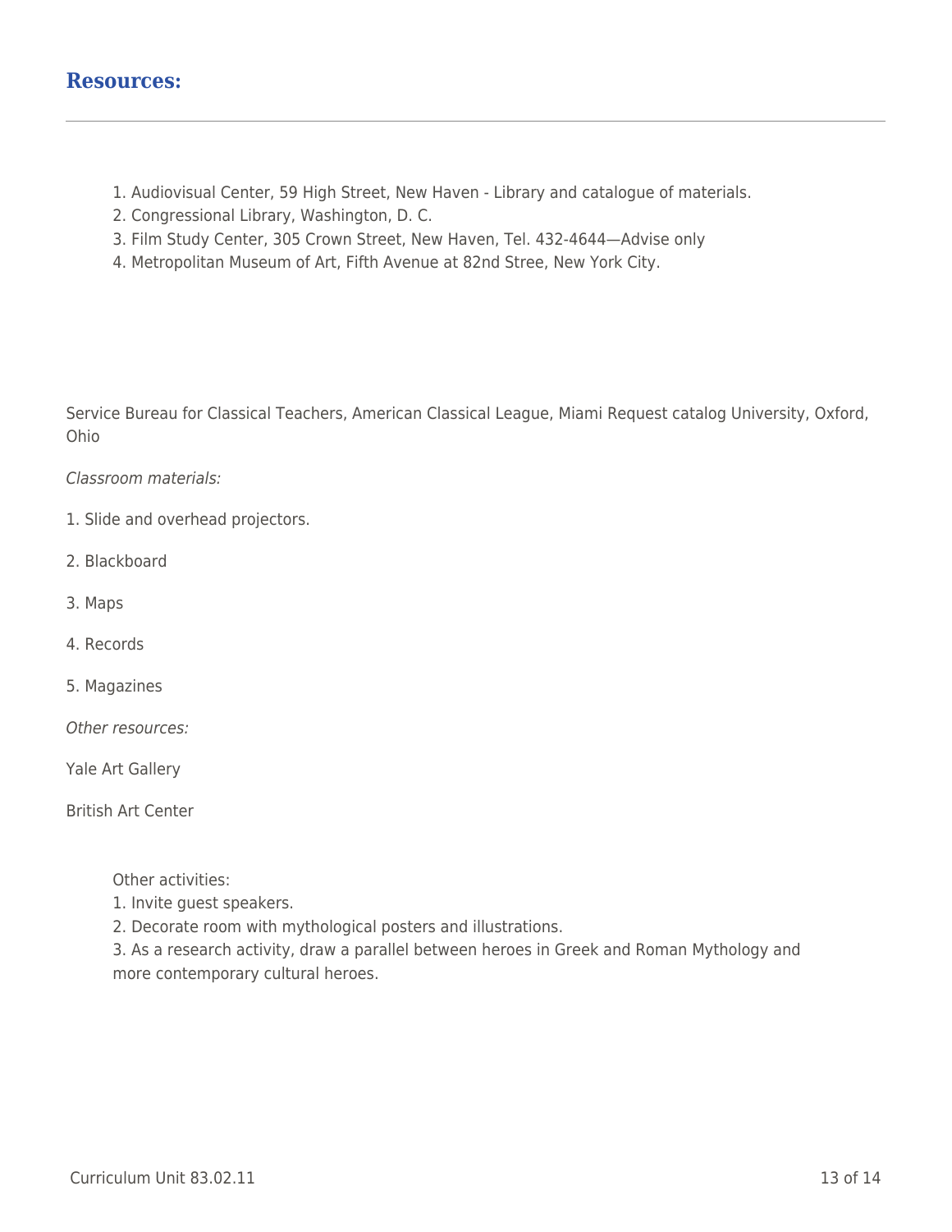## Resources:

1. Audiovisual Center, 59 High Street, New Haven - Library and catalogue of materials.
2. Congressional Library, Washington, D. C.
3. Film Study Center, 305 Crown Street, New Haven, Tel. 432-4644—Advise only
4. Metropolitan Museum of Art, Fifth Avenue at 82nd Stree, New York City.

Service Bureau for Classical Teachers, American Classical League, Miami Request catalog University, Oxford, Ohio

*Classroom materials:*

1. Slide and overhead projectors.

2. Blackboard

3. Maps

4. Records

5. Magazines

*Other resources:*

Yale Art Gallery

British Art Center

Other activities:
1. Invite guest speakers.
2. Decorate room with mythological posters and illustrations.
3. As a research activity, draw a parallel between heroes in Greek and Roman Mythology and more contemporary cultural heroes.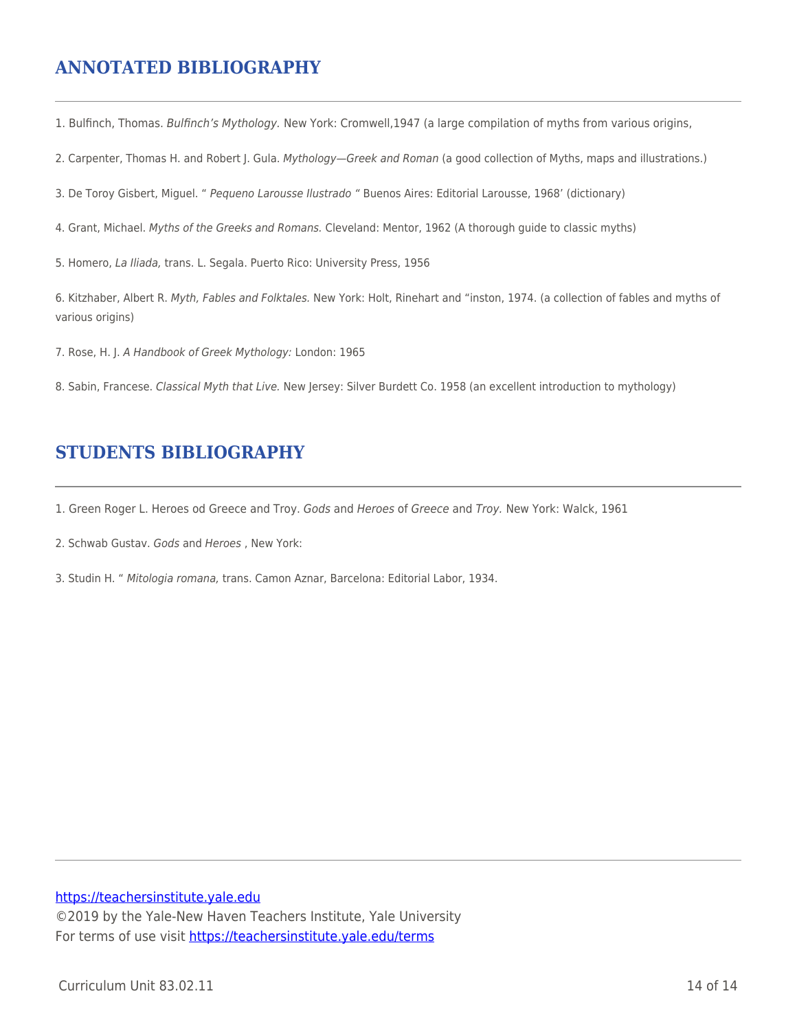## ANNOTATED BIBLIOGRAPHY

1. Bulfinch, Thomas. *Bulfinch's Mythology.* New York: Cromwell,1947 (a large compilation of myths from various origins,

2. Carpenter, Thomas H. and Robert J. Gula. *Mythology—Greek and Roman* (a good collection of Myths, maps and illustrations.)

3. De Toroy Gisbert, Miguel. " *Pequeno Larousse Ilustrado* " Buenos Aires: Editorial Larousse, 1968' (dictionary)

4. Grant, Michael. *Myths of the Greeks and Romans.* Cleveland: Mentor, 1962 (A thorough guide to classic myths)

5. Homero, *La Iliada,* trans. L. Segala. Puerto Rico: University Press, 1956

6. Kitzhaber, Albert R. *Myth, Fables and Folktales.* New York: Holt, Rinehart and "inston, 1974. (a collection of fables and myths of various origins)

7. Rose, H. J. *A Handbook of Greek Mythology:* London: 1965

8. Sabin, Francese. *Classical Myth that Live.* New Jersey: Silver Burdett Co. 1958 (an excellent introduction to mythology)

## STUDENTS BIBLIOGRAPHY

1. Green Roger L. Heroes od Greece and Troy. *Gods* and *Heroes* of *Greece* and *Troy.* New York: Walck, 1961

2. Schwab Gustav. *Gods* and *Heroes* , New York:

3. Studin H. " *Mitologia romana,* trans. Camon Aznar, Barcelona: Editorial Labor, 1934.

https://teachersinstitute.yale.edu
©2019 by the Yale-New Haven Teachers Institute, Yale University
For terms of use visit https://teachersinstitute.yale.edu/terms